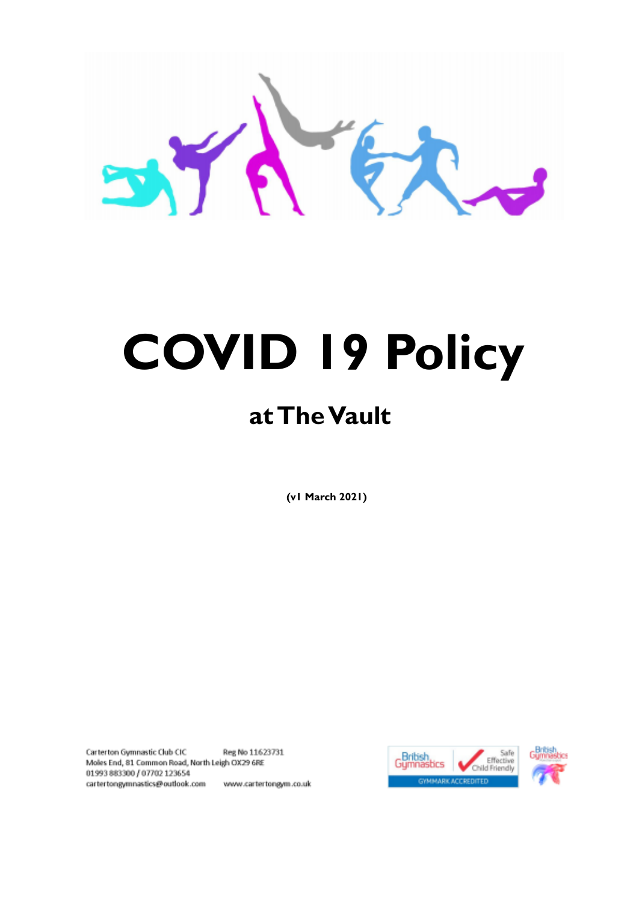# COVID 19 Policy

## at The Vault

**(v1 March 2021)**

Carterton Gymnastic Club CIC Reg No 11623731
Moles End, 81 Common Road, North Leigh OX29 6RE
01993 883300 / 07702 123654
cartertongymnastics@outlook.com www.cartertongym.co.uk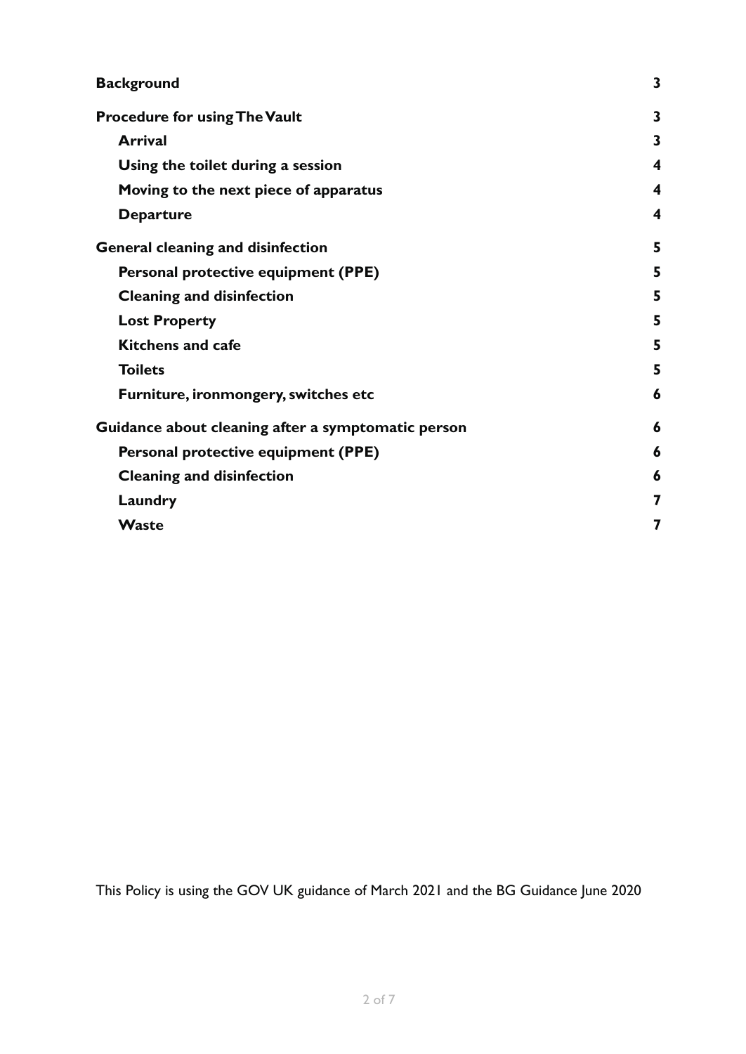| | |
|---|---|
| **Background** | **3** |
| **Procedure for using The Vault** | **3** |
| **Arrival** | **3** |
| **Using the toilet during a session** | **4** |
| **Moving to the next piece of apparatus** | **4** |
| **Departure** | **4** |
| **General cleaning and disinfection** | **5** |
| **Personal protective equipment (PPE)** | **5** |
| **Cleaning and disinfection** | **5** |
| **Lost Property** | **5** |
| **Kitchens and cafe** | **5** |
| **Toilets** | **5** |
| **Furniture, ironmongery, switches etc** | **6** |
| **Guidance about cleaning after a symptomatic person** | **6** |
| **Personal protective equipment (PPE)** | **6** |
| **Cleaning and disinfection** | **6** |
| **Laundry** | **7** |
| **Waste** | **7** |

This Policy is using the GOV UK guidance of March 2021 and the BG Guidance June 2020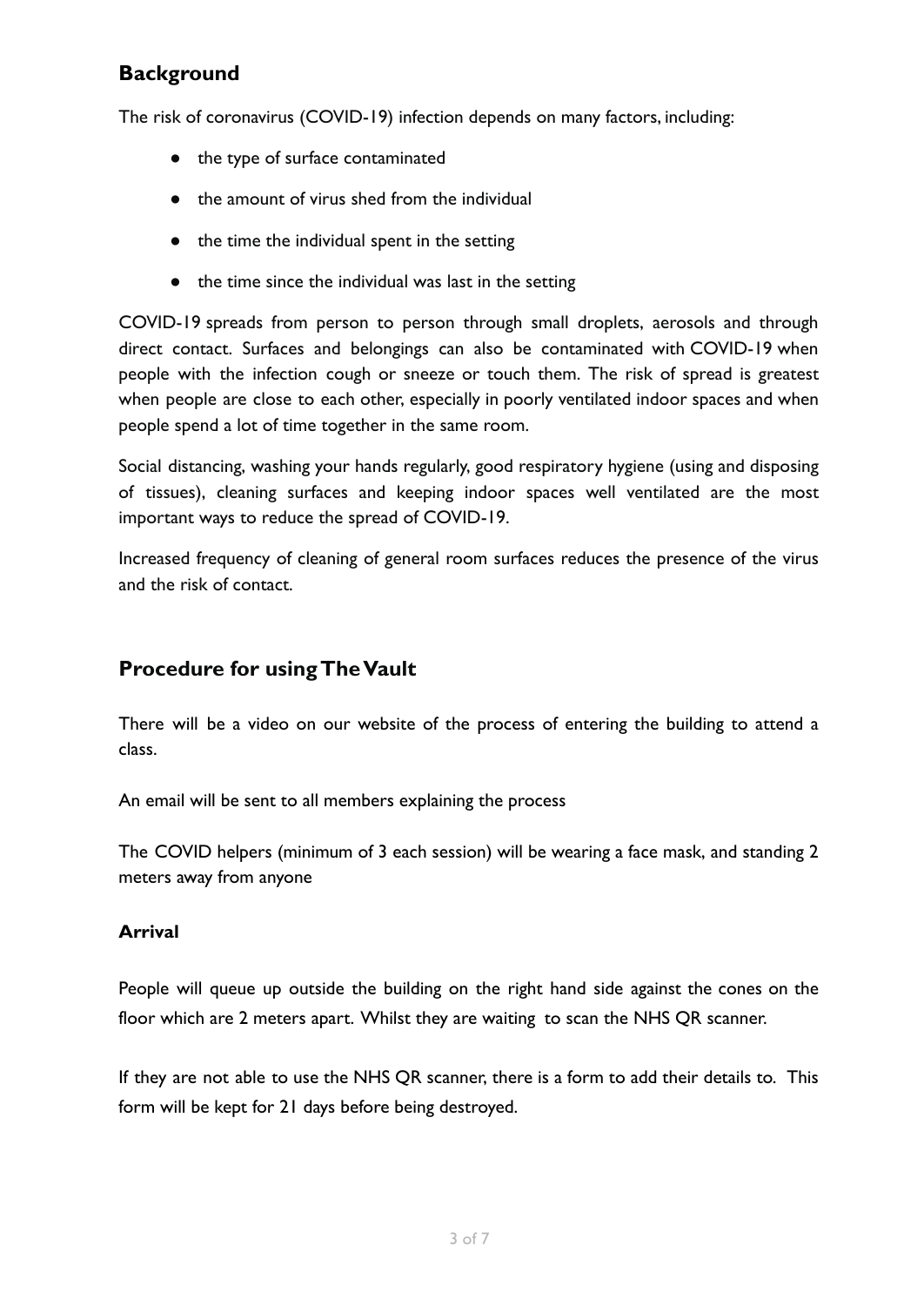## Background

The risk of coronavirus (COVID-19) infection depends on many factors, including:

- the type of surface contaminated
- the amount of virus shed from the individual
- the time the individual spent in the setting
- the time since the individual was last in the setting

COVID-19 spreads from person to person through small droplets, aerosols and through direct contact. Surfaces and belongings can also be contaminated with COVID-19 when people with the infection cough or sneeze or touch them. The risk of spread is greatest when people are close to each other, especially in poorly ventilated indoor spaces and when people spend a lot of time together in the same room.

Social distancing, washing your hands regularly, good respiratory hygiene (using and disposing of tissues), cleaning surfaces and keeping indoor spaces well ventilated are the most important ways to reduce the spread of COVID-19.

Increased frequency of cleaning of general room surfaces reduces the presence of the virus and the risk of contact.

## Procedure for using The Vault

There will be a video on our website of the process of entering the building to attend a class.

An email will be sent to all members explaining the process

The COVID helpers (minimum of 3 each session) will be wearing a face mask, and standing 2 meters away from anyone

### Arrival

People will queue up outside the building on the right hand side against the cones on the floor which are 2 meters apart. Whilst they are waiting to scan the NHS QR scanner.

If they are not able to use the NHS QR scanner, there is a form to add their details to. This form will be kept for 21 days before being destroyed.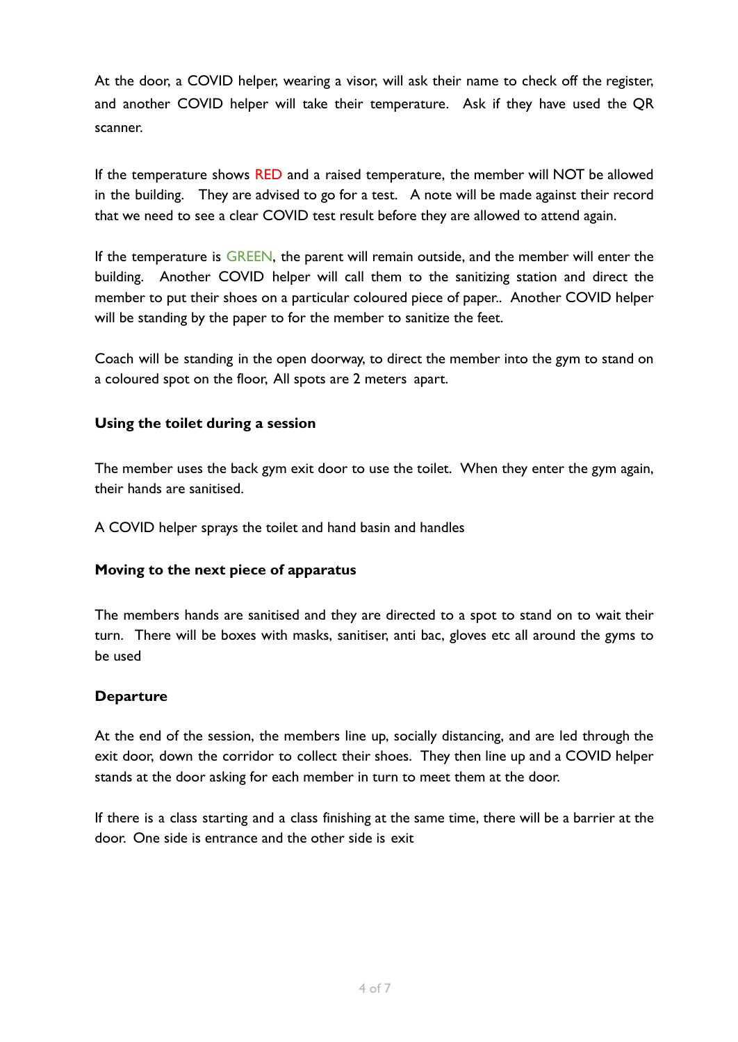At the door, a COVID helper, wearing a visor, will ask their name to check off the register, and another COVID helper will take their temperature. Ask if they have used the QR scanner.

If the temperature shows RED and a raised temperature, the member will NOT be allowed in the building. They are advised to go for a test. A note will be made against their record that we need to see a clear COVID test result before they are allowed to attend again.

If the temperature is GREEN, the parent will remain outside, and the member will enter the building. Another COVID helper will call them to the sanitizing station and direct the member to put their shoes on a particular coloured piece of paper.. Another COVID helper will be standing by the paper to for the member to sanitize the feet.

Coach will be standing in the open doorway, to direct the member into the gym to stand on a coloured spot on the floor, All spots are 2 meters apart.

**Using the toilet during a session**

The member uses the back gym exit door to use the toilet. When they enter the gym again, their hands are sanitised.

A COVID helper sprays the toilet and hand basin and handles

**Moving to the next piece of apparatus**

The members hands are sanitised and they are directed to a spot to stand on to wait their turn. There will be boxes with masks, sanitiser, anti bac, gloves etc all around the gyms to be used

**Departure**

At the end of the session, the members line up, socially distancing, and are led through the exit door, down the corridor to collect their shoes. They then line up and a COVID helper stands at the door asking for each member in turn to meet them at the door.

If there is a class starting and a class finishing at the same time, there will be a barrier at the door. One side is entrance and the other side is exit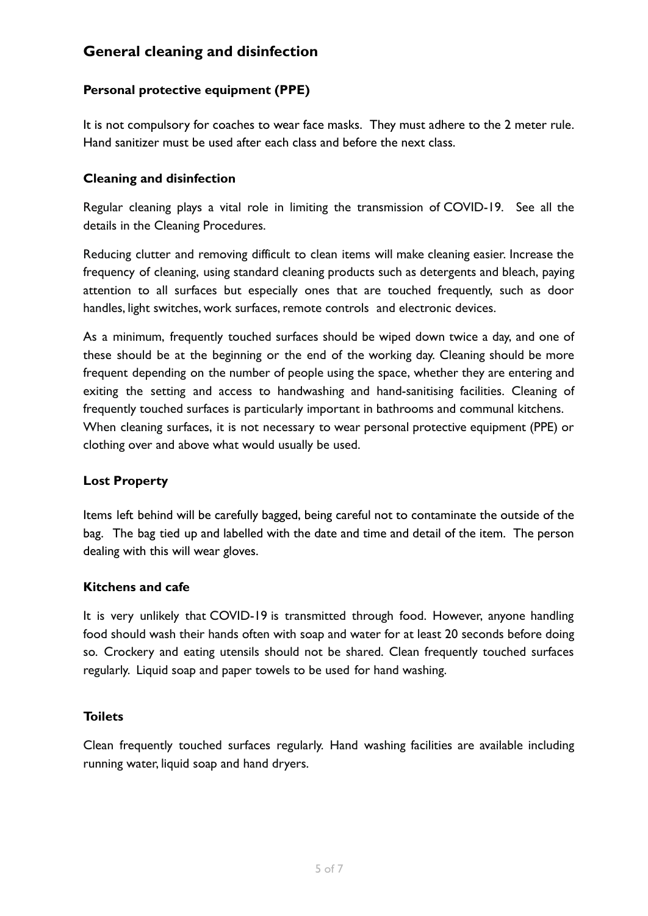## General cleaning and disinfection

### Personal protective equipment (PPE)

It is not compulsory for coaches to wear face masks. They must adhere to the 2 meter rule. Hand sanitizer must be used after each class and before the next class.

### Cleaning and disinfection

Regular cleaning plays a vital role in limiting the transmission of COVID-19. See all the details in the Cleaning Procedures.

Reducing clutter and removing difficult to clean items will make cleaning easier. Increase the frequency of cleaning, using standard cleaning products such as detergents and bleach, paying attention to all surfaces but especially ones that are touched frequently, such as door handles, light switches, work surfaces, remote controls and electronic devices.

As a minimum, frequently touched surfaces should be wiped down twice a day, and one of these should be at the beginning or the end of the working day. Cleaning should be more frequent depending on the number of people using the space, whether they are entering and exiting the setting and access to handwashing and hand-sanitising facilities. Cleaning of frequently touched surfaces is particularly important in bathrooms and communal kitchens. When cleaning surfaces, it is not necessary to wear personal protective equipment (PPE) or clothing over and above what would usually be used.

### Lost Property

Items left behind will be carefully bagged, being careful not to contaminate the outside of the bag. The bag tied up and labelled with the date and time and detail of the item. The person dealing with this will wear gloves.

### Kitchens and cafe

It is very unlikely that COVID-19 is transmitted through food. However, anyone handling food should wash their hands often with soap and water for at least 20 seconds before doing so. Crockery and eating utensils should not be shared. Clean frequently touched surfaces regularly. Liquid soap and paper towels to be used for hand washing.

### Toilets

Clean frequently touched surfaces regularly. Hand washing facilities are available including running water, liquid soap and hand dryers.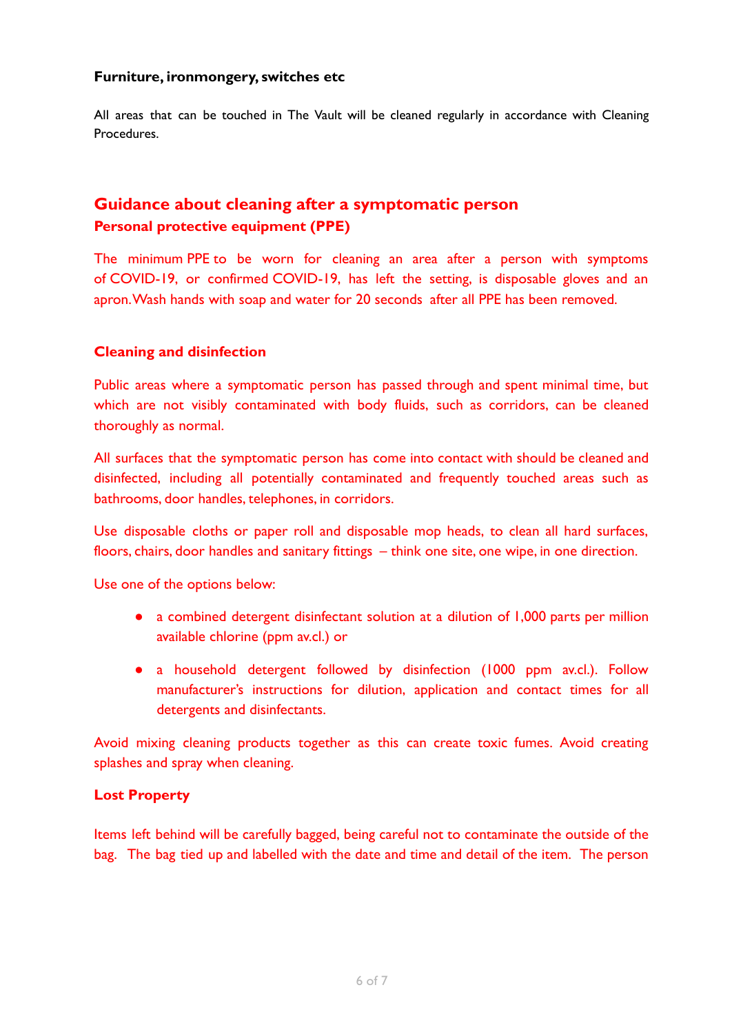**Furniture, ironmongery, switches etc**

All areas that can be touched in The Vault will be cleaned regularly in accordance with Cleaning Procedures.

## Guidance about cleaning after a symptomatic person

### Personal protective equipment (PPE)

The minimum PPE to be worn for cleaning an area after a person with symptoms of COVID-19, or confirmed COVID-19, has left the setting, is disposable gloves and an apron. Wash hands with soap and water for 20 seconds after all PPE has been removed.

### Cleaning and disinfection

Public areas where a symptomatic person has passed through and spent minimal time, but which are not visibly contaminated with body fluids, such as corridors, can be cleaned thoroughly as normal.

All surfaces that the symptomatic person has come into contact with should be cleaned and disinfected, including all potentially contaminated and frequently touched areas such as bathrooms, door handles, telephones, in corridors.

Use disposable cloths or paper roll and disposable mop heads, to clean all hard surfaces, floors, chairs, door handles and sanitary fittings – think one site, one wipe, in one direction.

Use one of the options below:

- a combined detergent disinfectant solution at a dilution of 1,000 parts per million available chlorine (ppm av.cl.) or
- a household detergent followed by disinfection (1000 ppm av.cl.). Follow manufacturer's instructions for dilution, application and contact times for all detergents and disinfectants.

Avoid mixing cleaning products together as this can create toxic fumes. Avoid creating splashes and spray when cleaning.

### Lost Property

Items left behind will be carefully bagged, being careful not to contaminate the outside of the bag. The bag tied up and labelled with the date and time and detail of the item. The person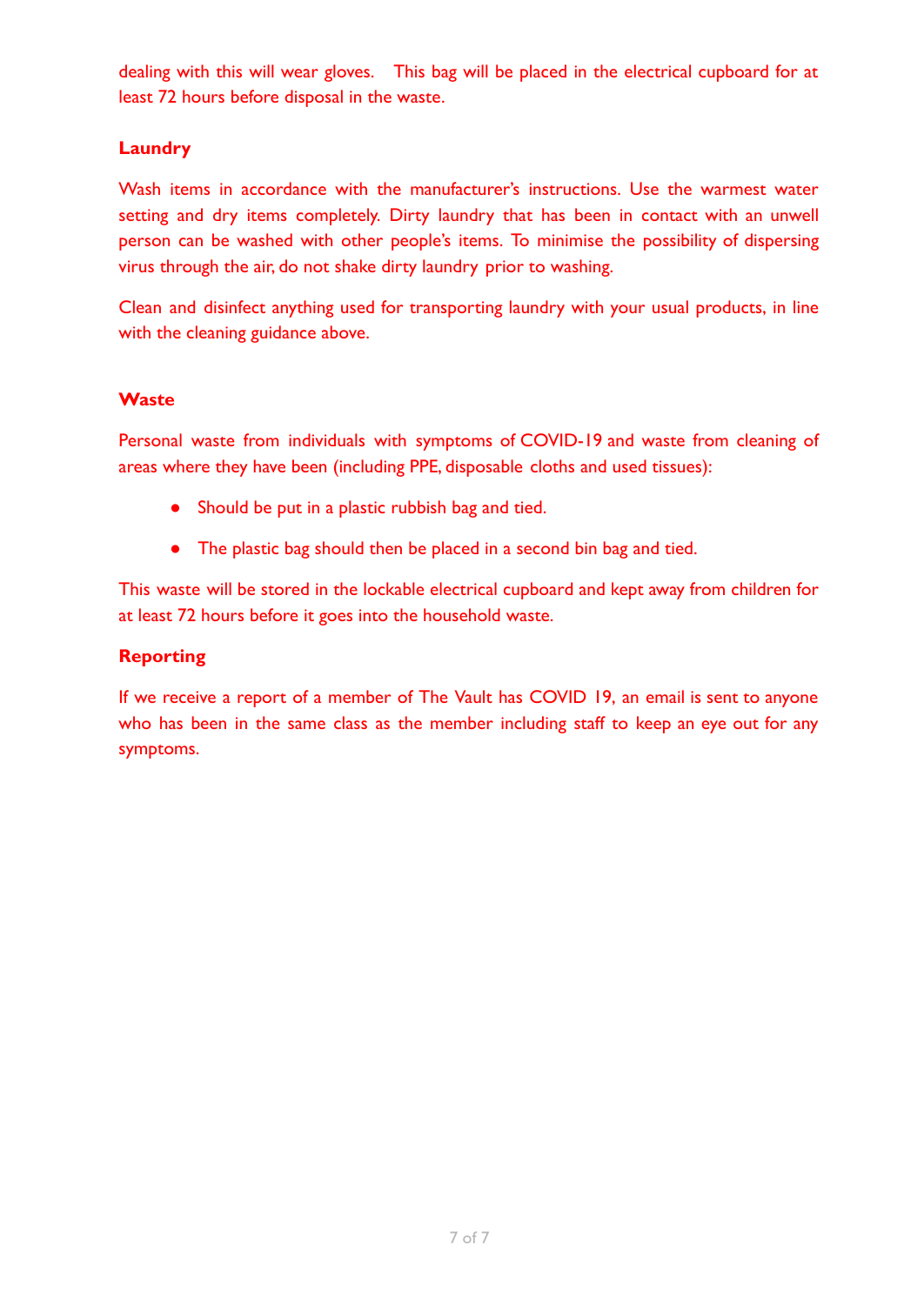dealing with this will wear gloves.  This bag will be placed in the electrical cupboard for at least 72 hours before disposal in the waste.

**Laundry**

Wash items in accordance with the manufacturer's instructions. Use the warmest water setting and dry items completely. Dirty laundry that has been in contact with an unwell person can be washed with other people's items. To minimise the possibility of dispersing virus through the air, do not shake dirty laundry prior to washing.

Clean and disinfect anything used for transporting laundry with your usual products, in line with the cleaning guidance above.

**Waste**

Personal waste from individuals with symptoms of COVID-19 and waste from cleaning of areas where they have been (including PPE, disposable cloths and used tissues):

- Should be put in a plastic rubbish bag and tied.
- The plastic bag should then be placed in a second bin bag and tied.

This waste will be stored in the lockable electrical cupboard and kept away from children for at least 72 hours before it goes into the household waste.

**Reporting**

If we receive a report of a member of The Vault has COVID 19, an email is sent to anyone who has been in the same class as the member including staff to keep an eye out for any symptoms.